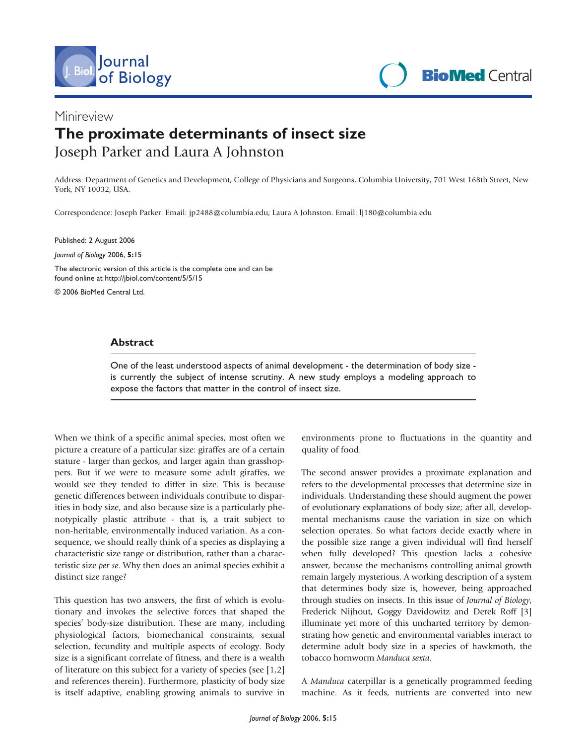Minireview

# The proximate determinants of insect size

Joseph Parker and Laura A Johnston

Address: Department of Genetics and Development, College of Physicians and Surgeons, Columbia University, 701 West 168th Street, New York, NY 10032, USA.

Correspondence: Joseph Parker. Email: jp2488@columbia.edu; Laura A Johnston. Email: lj180@columbia.edu

Published: 2 August 2006

*Journal of Biology* 2006, **5:**15

The electronic version of this article is the complete one and can be found online at http://jbiol.com/content/5/5/15

© 2006 BioMed Central Ltd.

## Abstract

One of the least understood aspects of animal development - the determination of body size - is currently the subject of intense scrutiny. A new study employs a modeling approach to expose the factors that matter in the control of insect size.

When we think of a specific animal species, most often we picture a creature of a particular size: giraffes are of a certain stature - larger than geckos, and larger again than grasshoppers. But if we were to measure some adult giraffes, we would see they tended to differ in size. This is because genetic differences between individuals contribute to disparities in body size, and also because size is a particularly phenotypically plastic attribute - that is, a trait subject to non-heritable, environmentally induced variation. As a consequence, we should really think of a species as displaying a characteristic size range or distribution, rather than a characteristic size *per se*. Why then does an animal species exhibit a distinct size range?

This question has two answers, the first of which is evolutionary and invokes the selective forces that shaped the species' body-size distribution. These are many, including physiological factors, biomechanical constraints, sexual selection, fecundity and multiple aspects of ecology. Body size is a significant correlate of fitness, and there is a wealth of literature on this subject for a variety of species (see [1,2] and references therein). Furthermore, plasticity of body size is itself adaptive, enabling growing animals to survive in environments prone to fluctuations in the quantity and quality of food.

The second answer provides a proximate explanation and refers to the developmental processes that determine size in individuals. Understanding these should augment the power of evolutionary explanations of body size; after all, developmental mechanisms cause the variation in size on which selection operates. So what factors decide exactly where in the possible size range a given individual will find herself when fully developed? This question lacks a cohesive answer, because the mechanisms controlling animal growth remain largely mysterious. A working description of a system that determines body size is, however, being approached through studies on insects. In this issue of *Journal of Biology*, Frederick Nijhout, Goggy Davidowitz and Derek Roff [3] illuminate yet more of this uncharted territory by demonstrating how genetic and environmental variables interact to determine adult body size in a species of hawkmoth, the tobacco hornworm *Manduca sexta*.

A *Manduca* caterpillar is a genetically programmed feeding machine. As it feeds, nutrients are converted into new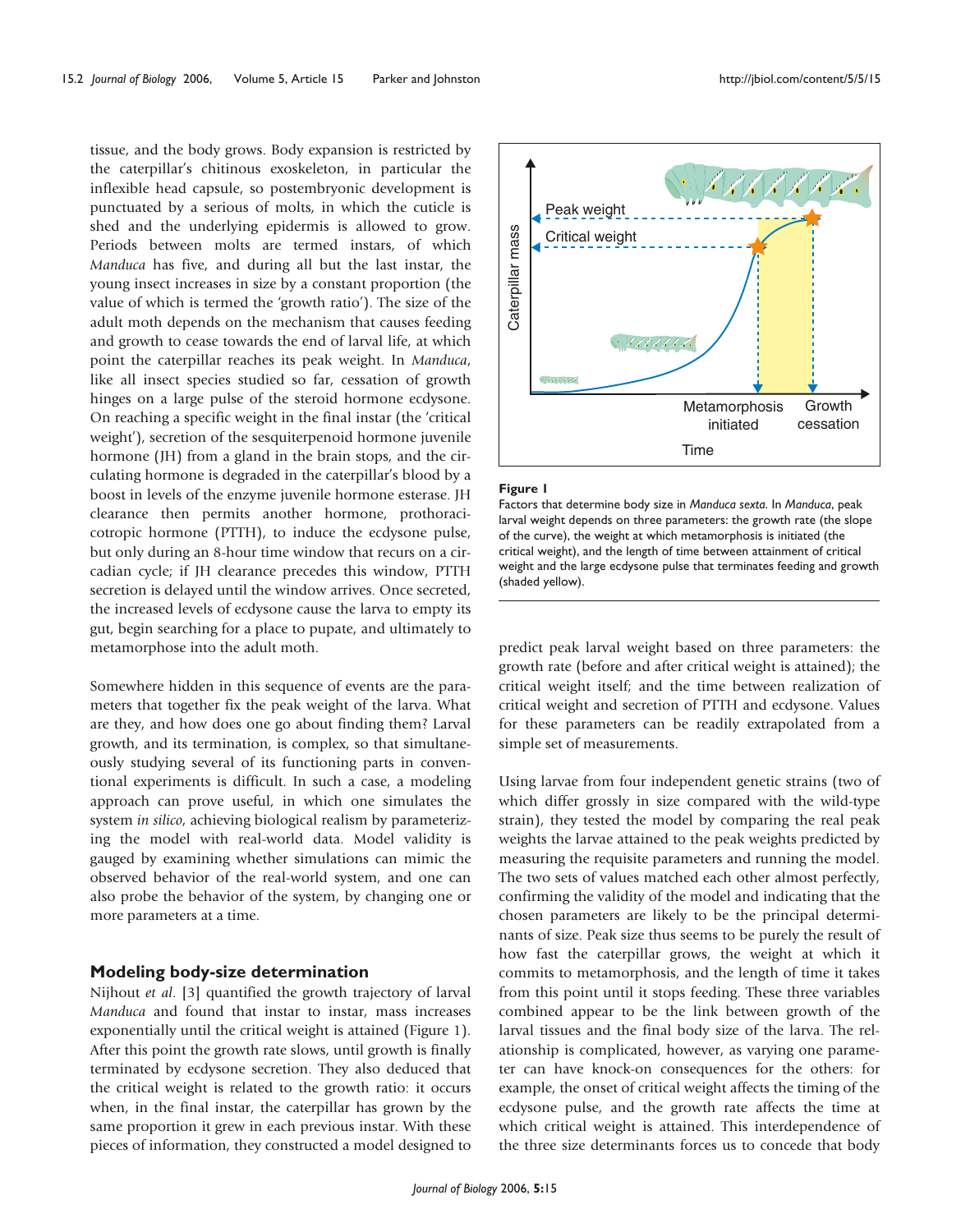tissue, and the body grows. Body expansion is restricted by the caterpillar's chitinous exoskeleton, in particular the inflexible head capsule, so postembryonic development is punctuated by a serious of molts, in which the cuticle is shed and the underlying epidermis is allowed to grow. Periods between molts are termed instars, of which *Manduca* has five, and during all but the last instar, the young insect increases in size by a constant proportion (the value of which is termed the 'growth ratio'). The size of the adult moth depends on the mechanism that causes feeding and growth to cease towards the end of larval life, at which point the caterpillar reaches its peak weight. In *Manduca*, like all insect species studied so far, cessation of growth hinges on a large pulse of the steroid hormone ecdysone. On reaching a specific weight in the final instar (the 'critical weight'), secretion of the sesquiterpenoid hormone juvenile hormone (JH) from a gland in the brain stops, and the circulating hormone is degraded in the caterpillar's blood by a boost in levels of the enzyme juvenile hormone esterase. JH clearance then permits another hormone, prothoracicotropic hormone (PTTH), to induce the ecdysone pulse, but only during an 8-hour time window that recurs on a circadian cycle; if JH clearance precedes this window, PTTH secretion is delayed until the window arrives. Once secreted, the increased levels of ecdysone cause the larva to empty its gut, begin searching for a place to pupate, and ultimately to metamorphose into the adult moth.

Somewhere hidden in this sequence of events are the parameters that together fix the peak weight of the larva. What are they, and how does one go about finding them? Larval growth, and its termination, is complex, so that simultaneously studying several of its functioning parts in conventional experiments is difficult. In such a case, a modeling approach can prove useful, in which one simulates the system *in silico*, achieving biological realism by parameterizing the model with real-world data. Model validity is gauged by examining whether simulations can mimic the observed behavior of the real-world system, and one can also probe the behavior of the system, by changing one or more parameters at a time.

## Modeling body-size determination

Nijhout *et al*. [3] quantified the growth trajectory of larval *Manduca* and found that instar to instar, mass increases exponentially until the critical weight is attained (Figure 1). After this point the growth rate slows, until growth is finally terminated by ecdysone secretion. They also deduced that the critical weight is related to the growth ratio: it occurs when, in the final instar, the caterpillar has grown by the same proportion it grew in each previous instar. With these pieces of information, they constructed a model designed to

Peak weight
Critical weight
Caterpillar mass
Metamorphosis initiated
Growth cessation
Time

**Figure 1**
Factors that determine body size in *Manduca sexta*. In *Manduca*, peak larval weight depends on three parameters: the growth rate (the slope of the curve), the weight at which metamorphosis is initiated (the critical weight), and the length of time between attainment of critical weight and the large ecdysone pulse that terminates feeding and growth (shaded yellow).

predict peak larval weight based on three parameters: the growth rate (before and after critical weight is attained); the critical weight itself; and the time between realization of critical weight and secretion of PTTH and ecdysone. Values for these parameters can be readily extrapolated from a simple set of measurements.

Using larvae from four independent genetic strains (two of which differ grossly in size compared with the wild-type strain), they tested the model by comparing the real peak weights the larvae attained to the peak weights predicted by measuring the requisite parameters and running the model. The two sets of values matched each other almost perfectly, confirming the validity of the model and indicating that the chosen parameters are likely to be the principal determinants of size. Peak size thus seems to be purely the result of how fast the caterpillar grows, the weight at which it commits to metamorphosis, and the length of time it takes from this point until it stops feeding. These three variables combined appear to be the link between growth of the larval tissues and the final body size of the larva. The relationship is complicated, however, as varying one parameter can have knock-on consequences for the others: for example, the onset of critical weight affects the timing of the ecdysone pulse, and the growth rate affects the time at which critical weight is attained. This interdependence of the three size determinants forces us to concede that body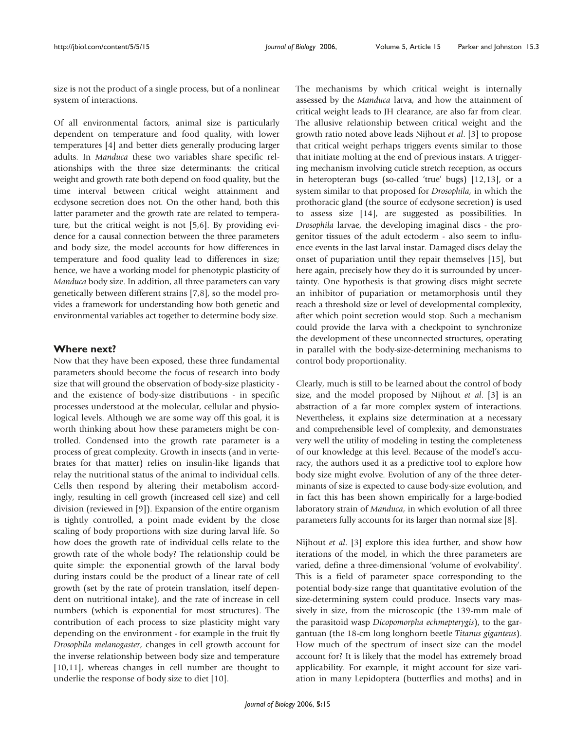size is not the product of a single process, but of a nonlinear system of interactions.

Of all environmental factors, animal size is particularly dependent on temperature and food quality, with lower temperatures [4] and better diets generally producing larger adults. In *Manduca* these two variables share specific relationships with the three size determinants: the critical weight and growth rate both depend on food quality, but the time interval between critical weight attainment and ecdysone secretion does not. On the other hand, both this latter parameter and the growth rate are related to temperature, but the critical weight is not [5,6]. By providing evidence for a causal connection between the three parameters and body size, the model accounts for how differences in temperature and food quality lead to differences in size; hence, we have a working model for phenotypic plasticity of *Manduca* body size. In addition, all three parameters can vary genetically between different strains [7,8], so the model provides a framework for understanding how both genetic and environmental variables act together to determine body size.

## Where next?

Now that they have been exposed, these three fundamental parameters should become the focus of research into body size that will ground the observation of body-size plasticity - and the existence of body-size distributions - in specific processes understood at the molecular, cellular and physiological levels. Although we are some way off this goal, it is worth thinking about how these parameters might be controlled. Condensed into the growth rate parameter is a process of great complexity. Growth in insects (and in vertebrates for that matter) relies on insulin-like ligands that relay the nutritional status of the animal to individual cells. Cells then respond by altering their metabolism accordingly, resulting in cell growth (increased cell size) and cell division (reviewed in [9]). Expansion of the entire organism is tightly controlled, a point made evident by the close scaling of body proportions with size during larval life. So how does the growth rate of individual cells relate to the growth rate of the whole body? The relationship could be quite simple: the exponential growth of the larval body during instars could be the product of a linear rate of cell growth (set by the rate of protein translation, itself dependent on nutritional intake), and the rate of increase in cell numbers (which is exponential for most structures). The contribution of each process to size plasticity might vary depending on the environment - for example in the fruit fly *Drosophila melanogaster*, changes in cell growth account for the inverse relationship between body size and temperature [10,11], whereas changes in cell number are thought to underlie the response of body size to diet [10].

The mechanisms by which critical weight is internally assessed by the *Manduca* larva, and how the attainment of critical weight leads to JH clearance, are also far from clear. The allusive relationship between critical weight and the growth ratio noted above leads Nijhout *et al*. [3] to propose that critical weight perhaps triggers events similar to those that initiate molting at the end of previous instars. A triggering mechanism involving cuticle stretch reception, as occurs in heteropteran bugs (so-called 'true' bugs) [12,13], or a system similar to that proposed for *Drosophila*, in which the prothoracic gland (the source of ecdysone secretion) is used to assess size [14], are suggested as possibilities. In *Drosophila* larvae, the developing imaginal discs - the progenitor tissues of the adult ectoderm - also seem to influence events in the last larval instar. Damaged discs delay the onset of pupariation until they repair themselves [15], but here again, precisely how they do it is surrounded by uncertainty. One hypothesis is that growing discs might secrete an inhibitor of pupariation or metamorphosis until they reach a threshold size or level of developmental complexity, after which point secretion would stop. Such a mechanism could provide the larva with a checkpoint to synchronize the development of these unconnected structures, operating in parallel with the body-size-determining mechanisms to control body proportionality.

Clearly, much is still to be learned about the control of body size, and the model proposed by Nijhout *et al*. [3] is an abstraction of a far more complex system of interactions. Nevertheless, it explains size determination at a necessary and comprehensible level of complexity, and demonstrates very well the utility of modeling in testing the completeness of our knowledge at this level. Because of the model's accuracy, the authors used it as a predictive tool to explore how body size might evolve. Evolution of any of the three determinants of size is expected to cause body-size evolution, and in fact this has been shown empirically for a large-bodied laboratory strain of *Manduca*, in which evolution of all three parameters fully accounts for its larger than normal size [8].

Nijhout *et al*. [3] explore this idea further, and show how iterations of the model, in which the three parameters are varied, define a three-dimensional 'volume of evolvability'. This is a field of parameter space corresponding to the potential body-size range that quantitative evolution of the size-determining system could produce. Insects vary massively in size, from the microscopic (the 139-mm male of the parasitoid wasp *Dicopomorpha echmepterygis*), to the gargantuan (the 18-cm long longhorn beetle *Titanus giganteus*). How much of the spectrum of insect size can the model account for? It is likely that the model has extremely broad applicability. For example, it might account for size variation in many Lepidoptera (butterflies and moths) and in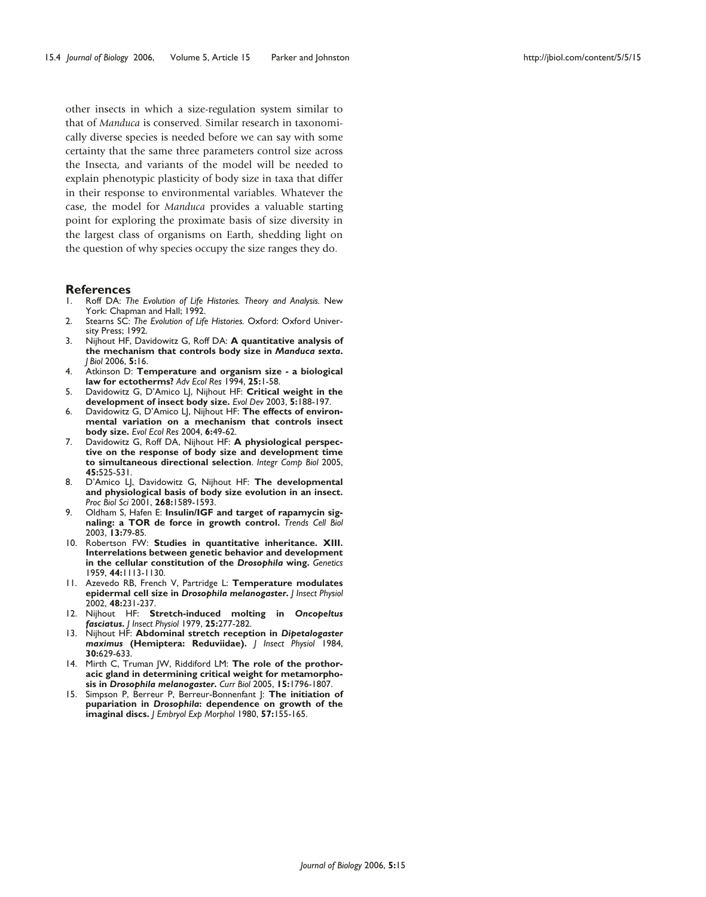other insects in which a size-regulation system similar to that of *Manduca* is conserved. Similar research in taxonomically diverse species is needed before we can say with some certainty that the same three parameters control size across the Insecta, and variants of the model will be needed to explain phenotypic plasticity of body size in taxa that differ in their response to environmental variables. Whatever the case, the model for *Manduca* provides a valuable starting point for exploring the proximate basis of size diversity in the largest class of organisms on Earth, shedding light on the question of why species occupy the size ranges they do.

## References

1. Roff DA: *The Evolution of Life Histories. Theory and Analysis.* New York: Chapman and Hall; 1992.
2. Stearns SC: *The Evolution of Life Histories.* Oxford: Oxford University Press; 1992.
3. Nijhout HF, Davidowitz G, Roff DA: **A quantitative analysis of the mechanism that controls body size in *Manduca sexta*.** *J Biol* 2006, **5:**16.
4. Atkinson D: **Temperature and organism size - a biological law for ectotherms?** *Adv Ecol Res* 1994, **25:**1-58.
5. Davidowitz G, D'Amico LJ, Nijhout HF: **Critical weight in the development of insect body size.** *Evol Dev* 2003, **5:**188-197.
6. Davidowitz G, D'Amico LJ, Nijhout HF: **The effects of environmental variation on a mechanism that controls insect body size.** *Evol Ecol Res* 2004, **6:**49-62.
7. Davidowitz G, Roff DA, Nijhout HF: **A physiological perspective on the response of body size and development time to simultaneous directional selection**. *Integr Comp Biol* 2005, **45:**525-531.
8. D'Amico LJ, Davidowitz G, Nijhout HF: **The developmental and physiological basis of body size evolution in an insect.** *Proc Biol Sci* 2001, **268:**1589-1593.
9. Oldham S, Hafen E: **Insulin/IGF and target of rapamycin signaling: a TOR de force in growth control.** *Trends Cell Biol* 2003, **13:**79-85.
10. Robertson FW: **Studies in quantitative inheritance. XIII. Interrelations between genetic behavior and development in the cellular constitution of the *Drosophila* wing.** *Genetics* 1959, **44:**1113-1130.
11. Azevedo RB, French V, Partridge L: **Temperature modulates epidermal cell size in *Drosophila melanogaster*.** *J Insect Physiol* 2002, **48:**231-237.
12. Nijhout HF: **Stretch-induced molting in *Oncopeltus fasciatus*.** *J Insect Physiol* 1979, **25:**277-282.
13. Nijhout HF: **Abdominal stretch reception in *Dipetalogaster maximus* (Hemiptera: Reduviidae).** *J Insect Physiol* 1984, **30:**629-633.
14. Mirth C, Truman JW, Riddiford LM: **The role of the prothoracic gland in determining critical weight for metamorphosis in *Drosophila melanogaster*.** *Curr Biol* 2005, **15:**1796-1807.
15. Simpson P, Berreur P, Berreur-Bonnenfant J: **The initiation of pupariation in *Drosophila*: dependence on growth of the imaginal discs.** *J Embryol Exp Morphol* 1980, **57:**155-165.